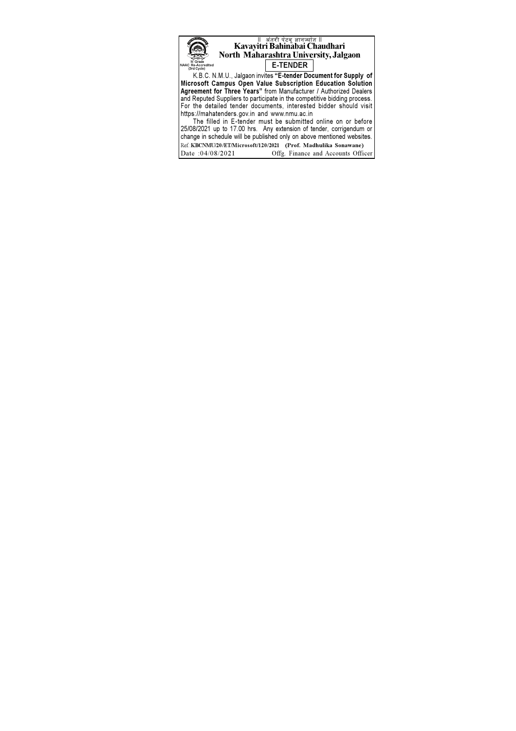|| अंतरी पेटवू ज्ञानज्योत ||

# Kavayitri Bahinabai Chaudhari North Maharashtra University, Jalgaon

'A' Grade
NAAC Re-Accredited
(3rd Cycle)

## E-TENDER

K.B.C. N.M.U., Jalgaon invites **"E-tender Document for Supply of Microsoft Campus Open Value Subscription Education Solution Agreement for Three Years"** from Manufacturer / Authorized Dealers and Reputed Suppliers to participate in the competitive bidding process. For the detailed tender documents, interested bidder should visit https://mahatenders.gov.in and www.nmu.ac.in

The filled in E-tender must be submitted online on or before 25/08/2021 up to 17.00 hrs. Any extension of tender, corrigendum or change in schedule will be published only on above mentioned websites.

Ref.:**KBCNMU/20/ET/Microsoft/120/2021** **(Prof. Madhulika Sonawane)**

Date :04/08/2021 Offg. Finance and Accounts Officer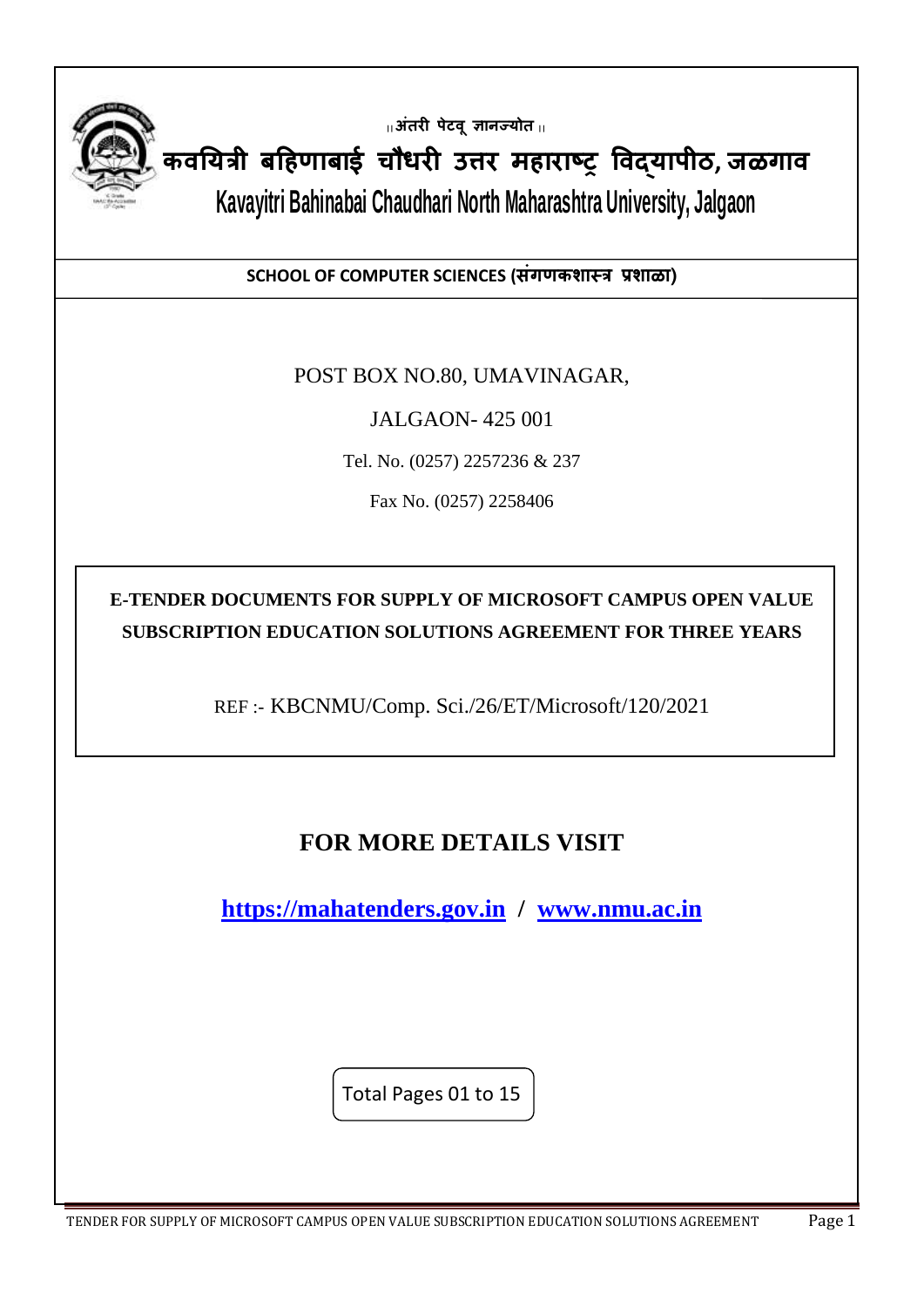॥ अंतरी पेटवू ज्ञानज्योत ॥

# कवयित्री बहिणाबाई चौधरी उत्तर महाराष्ट्र विद्यापीठ, जळगाव

# Kavayitri Bahinabai Chaudhari North Maharashtra University, Jalgaon

**SCHOOL OF COMPUTER SCIENCES (संगणकशास्त्र प्रशाळा)**

POST BOX NO.80, UMAVINAGAR,

JALGAON- 425 001

Tel. No. (0257) 2257236 & 237

Fax No. (0257) 2258406

**E-TENDER DOCUMENTS FOR SUPPLY OF MICROSOFT CAMPUS OPEN VALUE SUBSCRIPTION EDUCATION SOLUTIONS AGREEMENT FOR THREE YEARS**

REF :- KBCNMU/Comp. Sci./26/ET/Microsoft/120/2021

## FOR MORE DETAILS VISIT

**https://mahatenders.gov.in / www.nmu.ac.in**

Total Pages 01 to 15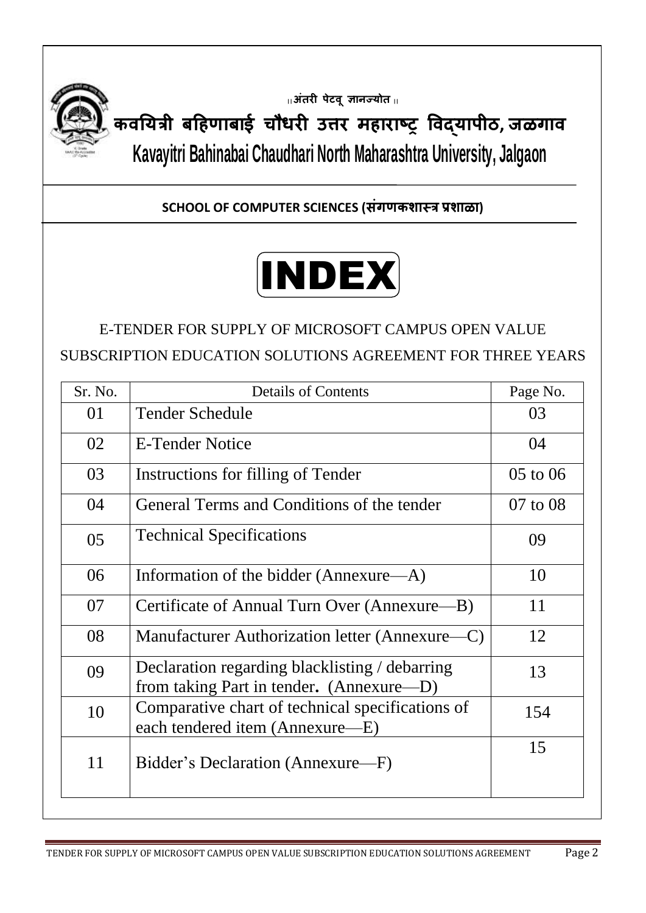॥अंतरी पेटवू ज्ञानज्योत॥

# कवयित्री बहिणाबाई चौधरी उत्तर महाराष्ट्र विद्यापीठ, जळगाव

# Kavayitri Bahinabai Chaudhari North Maharashtra University, Jalgaon

**SCHOOL OF COMPUTER SCIENCES (संगणकशास्त्र प्रशाळा)**

# INDEX

## E-TENDER FOR SUPPLY OF MICROSOFT CAMPUS OPEN VALUE SUBSCRIPTION EDUCATION SOLUTIONS AGREEMENT FOR THREE YEARS

| Sr. No. | Details of Contents | Page No. |
|---|---|---|
| 01 | Tender Schedule | 03 |
| 02 | E-Tender Notice | 04 |
| 03 | Instructions for filling of Tender | 05 to 06 |
| 04 | General Terms and Conditions of the tender | 07 to 08 |
| 05 | Technical Specifications | 09 |
| 06 | Information of the bidder (Annexure—A) | 10 |
| 07 | Certificate of Annual Turn Over (Annexure—B) | 11 |
| 08 | Manufacturer Authorization letter (Annexure—C) | 12 |
| 09 | Declaration regarding blacklisting / debarring from taking Part in tender. (Annexure—D) | 13 |
| 10 | Comparative chart of technical specifications of each tendered item (Annexure—E) | 154 |
| 11 | Bidder's Declaration (Annexure—F) | 15 |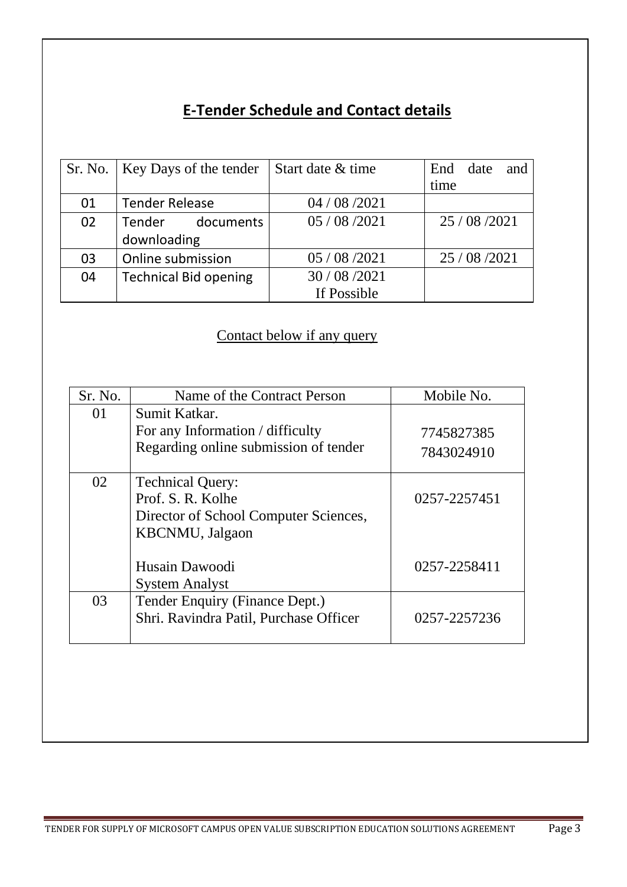## E-Tender Schedule and Contact details

| Sr. No. | Key Days of the tender | Start date & time | End date and time |
|---|---|---|---|
| 01 | Tender Release | 04 / 08 /2021 | |
| 02 | Tender documents downloading | 05 / 08 /2021 | 25 / 08 /2021 |
| 03 | Online submission | 05 / 08 /2021 | 25 / 08 /2021 |
| 04 | Technical Bid opening | 30 / 08 /2021 If Possible | |

Contact below if any query

| Sr. No. | Name of the Contract Person | Mobile No. |
|---|---|---|
| 01 | Sumit Katkar. For any Information / difficulty Regarding online submission of tender | 7745827385 7843024910 |
| 02 | Technical Query: Prof. S. R. Kolhe Director of School Computer Sciences, KBCNMU, Jalgaon | 0257-2257451 |
| | Husain Dawoodi System Analyst | 0257-2258411 |
| 03 | Tender Enquiry (Finance Dept.) Shri. Ravindra Patil, Purchase Officer | 0257-2257236 |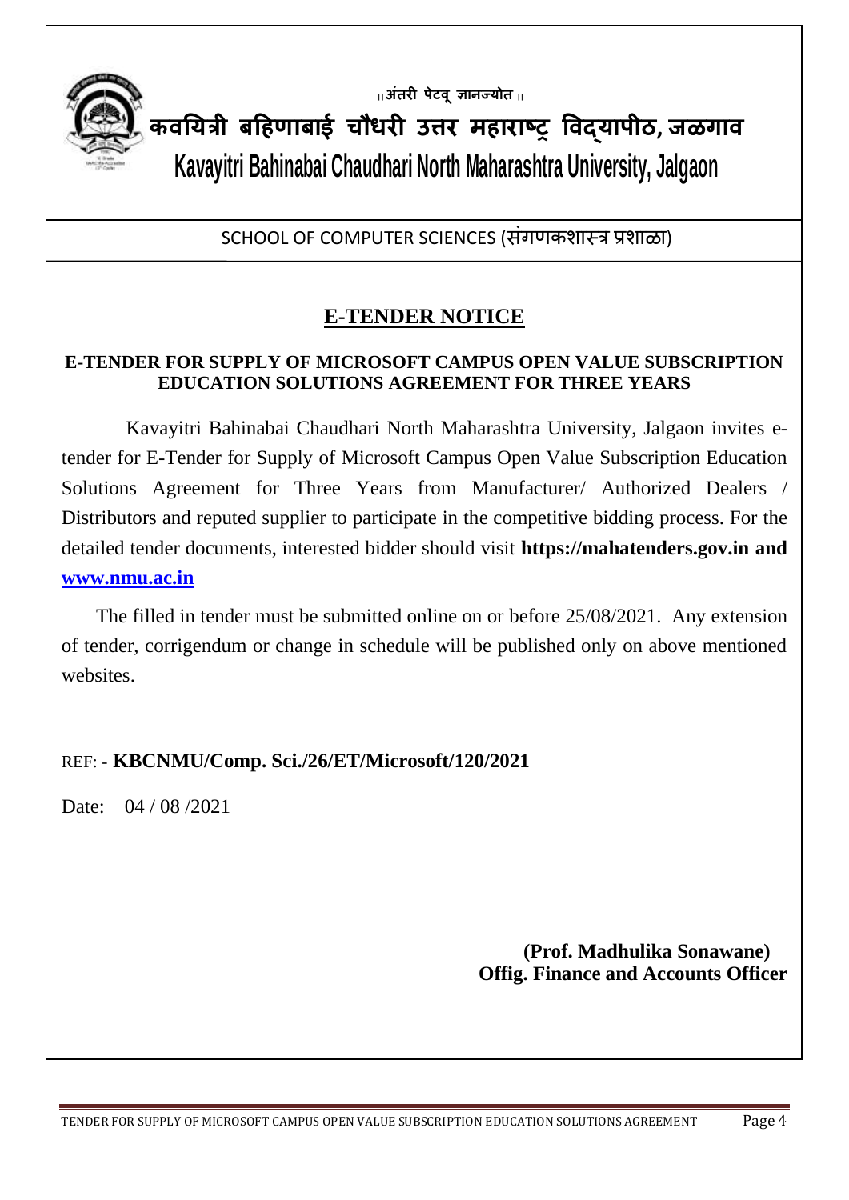॥ अंतरी पेटवू ज्ञानज्योत ॥

**कवयित्री बहिणाबाई चौधरी उत्तर महाराष्ट्र विद्यापीठ, जळगाव**

**Kavayitri Bahinabai Chaudhari North Maharashtra University, Jalgaon**

SCHOOL OF COMPUTER SCIENCES (संगणकशास्त्र प्रशाळा)

# E-TENDER NOTICE

**E-TENDER FOR SUPPLY OF MICROSOFT CAMPUS OPEN VALUE SUBSCRIPTION EDUCATION SOLUTIONS AGREEMENT FOR THREE YEARS**

Kavayitri Bahinabai Chaudhari North Maharashtra University, Jalgaon invites e-tender for E-Tender for Supply of Microsoft Campus Open Value Subscription Education Solutions Agreement for Three Years from Manufacturer/ Authorized Dealers / Distributors and reputed supplier to participate in the competitive bidding process. For the detailed tender documents, interested bidder should visit **https://mahatenders.gov.in and [www.nmu.ac.in](www.nmu.ac.in)**

The filled in tender must be submitted online on or before 25/08/2021. Any extension of tender, corrigendum or change in schedule will be published only on above mentioned websites.

REF: - **KBCNMU/Comp. Sci./26/ET/Microsoft/120/2021**

Date: 04 / 08 /2021

**(Prof. Madhulika Sonawane)**
**Offig. Finance and Accounts Officer**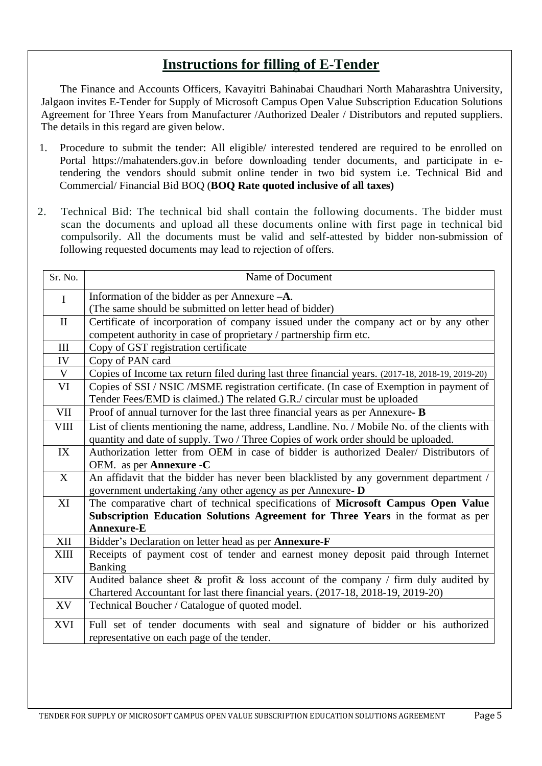# Instructions for filling of E-Tender

The Finance and Accounts Officers, Kavayitri Bahinabai Chaudhari North Maharashtra University, Jalgaon invites E-Tender for Supply of Microsoft Campus Open Value Subscription Education Solutions Agreement for Three Years from Manufacturer /Authorized Dealer / Distributors and reputed suppliers. The details in this regard are given below.

1. Procedure to submit the tender: All eligible/ interested tendered are required to be enrolled on Portal https://mahatenders.gov.in before downloading tender documents, and participate in e-tendering the vendors should submit online tender in two bid system i.e. Technical Bid and Commercial/ Financial Bid BOQ (**BOQ Rate quoted inclusive of all taxes)**

2. Technical Bid: The technical bid shall contain the following documents. The bidder must scan the documents and upload all these documents online with first page in technical bid compulsorily. All the documents must be valid and self-attested by bidder non-submission of following requested documents may lead to rejection of offers.

| Sr. No. | Name of Document |
|---|---|
| I | Information of the bidder as per Annexure **–A**. (The same should be submitted on letter head of bidder) |
| II | Certificate of incorporation of company issued under the company act or by any other competent authority in case of proprietary / partnership firm etc. |
| III | Copy of GST registration certificate |
| IV | Copy of PAN card |
| V | Copies of Income tax return filed during last three financial years. (2017-18, 2018-19, 2019-20) |
| VI | Copies of SSI / NSIC /MSME registration certificate. (In case of Exemption in payment of Tender Fees/EMD is claimed.) The related G.R./ circular must be uploaded |
| VII | Proof of annual turnover for the last three financial years as per Annexure**- B** |
| VIII | List of clients mentioning the name, address, Landline. No. / Mobile No. of the clients with quantity and date of supply. Two / Three Copies of work order should be uploaded. |
| IX | Authorization letter from OEM in case of bidder is authorized Dealer/ Distributors of OEM. as per **Annexure -C** |
| X | An affidavit that the bidder has never been blacklisted by any government department / government undertaking /any other agency as per Annexure**- D** |
| XI | The comparative chart of technical specifications of **Microsoft Campus Open Value Subscription Education Solutions Agreement for Three Years** in the format as per **Annexure-E** |
| XII | Bidder's Declaration on letter head as per **Annexure-F** |
| XIII | Receipts of payment cost of tender and earnest money deposit paid through Internet Banking |
| XIV | Audited balance sheet & profit & loss account of the company / firm duly audited by Chartered Accountant for last there financial years. (2017-18, 2018-19, 2019-20) |
| XV | Technical Boucher / Catalogue of quoted model. |
| XVI | Full set of tender documents with seal and signature of bidder or his authorized representative on each page of the tender. |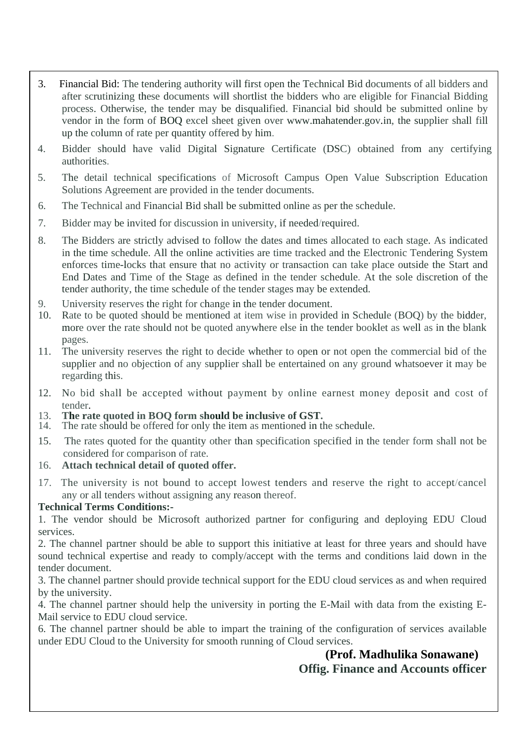3. Financial Bid: The tendering authority will first open the Technical Bid documents of all bidders and after scrutinizing these documents will shortlist the bidders who are eligible for Financial Bidding process. Otherwise, the tender may be disqualified. Financial bid should be submitted online by vendor in the form of BOQ excel sheet given over www.mahatender.gov.in, the supplier shall fill up the column of rate per quantity offered by him.
4. Bidder should have valid Digital Signature Certificate (DSC) obtained from any certifying authorities.
5. The detail technical specifications of Microsoft Campus Open Value Subscription Education Solutions Agreement are provided in the tender documents.
6. The Technical and Financial Bid shall be submitted online as per the schedule.
7. Bidder may be invited for discussion in university, if needed/required.
8. The Bidders are strictly advised to follow the dates and times allocated to each stage. As indicated in the time schedule. All the online activities are time tracked and the Electronic Tendering System enforces time-locks that ensure that no activity or transaction can take place outside the Start and End Dates and Time of the Stage as defined in the tender schedule. At the sole discretion of the tender authority, the time schedule of the tender stages may be extended.
9. University reserves the right for change in the tender document.
10. Rate to be quoted should be mentioned at item wise in provided in Schedule (BOQ) by the bidder, more over the rate should not be quoted anywhere else in the tender booklet as well as in the blank pages.
11. The university reserves the right to decide whether to open or not open the commercial bid of the supplier and no objection of any supplier shall be entertained on any ground whatsoever it may be regarding this.
12. No bid shall be accepted without payment by online earnest money deposit and cost of tender.
13. **The rate quoted in BOQ form should be inclusive of GST.**
14. The rate should be offered for only the item as mentioned in the schedule.
15. The rates quoted for the quantity other than specification specified in the tender form shall not be considered for comparison of rate.
16. **Attach technical detail of quoted offer.**
17. The university is not bound to accept lowest tenders and reserve the right to accept/cancel any or all tenders without assigning any reason thereof.

**Technical Terms Conditions:-**

1. The vendor should be Microsoft authorized partner for configuring and deploying EDU Cloud services.

2. The channel partner should be able to support this initiative at least for three years and should have sound technical expertise and ready to comply/accept with the terms and conditions laid down in the tender document.

3. The channel partner should provide technical support for the EDU cloud services as and when required by the university.

4. The channel partner should help the university in porting the E-Mail with data from the existing E-Mail service to EDU cloud service.

6. The channel partner should be able to impart the training of the configuration of services available under EDU Cloud to the University for smooth running of Cloud services.

**(Prof. Madhulika Sonawane)**
**Offig. Finance and Accounts officer**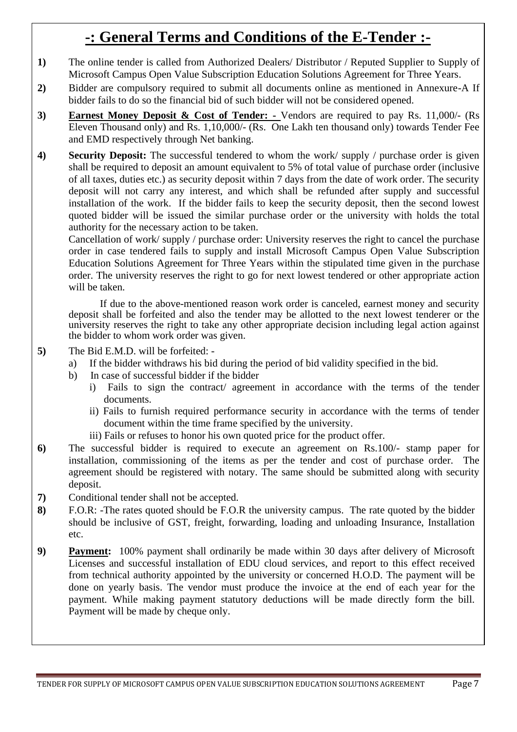# -: General Terms and Conditions of the E-Tender :-

**1)** The online tender is called from Authorized Dealers/ Distributor / Reputed Supplier to Supply of Microsoft Campus Open Value Subscription Education Solutions Agreement for Three Years.

**2)** Bidder are compulsory required to submit all documents online as mentioned in Annexure-A If bidder fails to do so the financial bid of such bidder will not be considered opened.

**3)** **Earnest Money Deposit & Cost of Tender: -** Vendors are required to pay Rs. 11,000/- (Rs Eleven Thousand only) and Rs. 1,10,000/- (Rs. One Lakh ten thousand only) towards Tender Fee and EMD respectively through Net banking.

**4)** **Security Deposit:** The successful tendered to whom the work/ supply / purchase order is given shall be required to deposit an amount equivalent to 5% of total value of purchase order (inclusive of all taxes, duties etc.) as security deposit within 7 days from the date of work order. The security deposit will not carry any interest, and which shall be refunded after supply and successful installation of the work. If the bidder fails to keep the security deposit, then the second lowest quoted bidder will be issued the similar purchase order or the university with holds the total authority for the necessary action to be taken.

Cancellation of work/ supply / purchase order: University reserves the right to cancel the purchase order in case tendered fails to supply and install Microsoft Campus Open Value Subscription Education Solutions Agreement for Three Years within the stipulated time given in the purchase order. The university reserves the right to go for next lowest tendered or other appropriate action will be taken.

If due to the above-mentioned reason work order is canceled, earnest money and security deposit shall be forfeited and also the tender may be allotted to the next lowest tenderer or the university reserves the right to take any other appropriate decision including legal action against the bidder to whom work order was given.

**5)** The Bid E.M.D. will be forfeited: -

a) If the bidder withdraws his bid during the period of bid validity specified in the bid.

b) In case of successful bidder if the bidder

i) Fails to sign the contract/ agreement in accordance with the terms of the tender documents.

ii) Fails to furnish required performance security in accordance with the terms of tender document within the time frame specified by the university.

iii) Fails or refuses to honor his own quoted price for the product offer.

**6)** The successful bidder is required to execute an agreement on Rs.100/- stamp paper for installation, commissioning of the items as per the tender and cost of purchase order. The agreement should be registered with notary. The same should be submitted along with security deposit.

**7)** Conditional tender shall not be accepted.

**8)** F.O.R: -The rates quoted should be F.O.R the university campus. The rate quoted by the bidder should be inclusive of GST, freight, forwarding, loading and unloading Insurance, Installation etc.

**9)** **Payment:** 100% payment shall ordinarily be made within 30 days after delivery of Microsoft Licenses and successful installation of EDU cloud services, and report to this effect received from technical authority appointed by the university or concerned H.O.D. The payment will be done on yearly basis. The vendor must produce the invoice at the end of each year for the payment. While making payment statutory deductions will be made directly form the bill. Payment will be made by cheque only.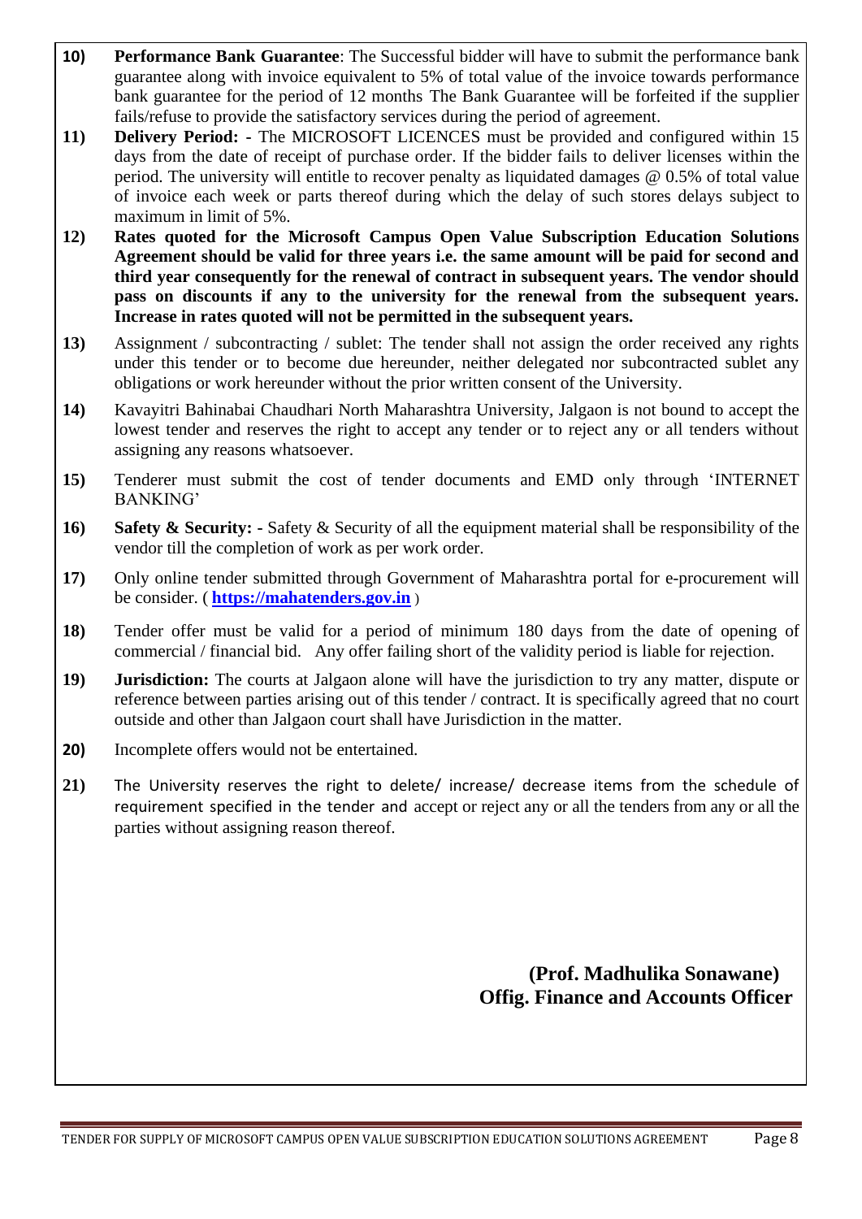10) **Performance Bank Guarantee**: The Successful bidder will have to submit the performance bank guarantee along with invoice equivalent to 5% of total value of the invoice towards performance bank guarantee for the period of 12 months The Bank Guarantee will be forfeited if the supplier fails/refuse to provide the satisfactory services during the period of agreement.

11) **Delivery Period: -** The MICROSOFT LICENCES must be provided and configured within 15 days from the date of receipt of purchase order. If the bidder fails to deliver licenses within the period. The university will entitle to recover penalty as liquidated damages @ 0.5% of total value of invoice each week or parts thereof during which the delay of such stores delays subject to maximum in limit of 5%.

12) **Rates quoted for the Microsoft Campus Open Value Subscription Education Solutions Agreement should be valid for three years i.e. the same amount will be paid for second and third year consequently for the renewal of contract in subsequent years. The vendor should pass on discounts if any to the university for the renewal from the subsequent years. Increase in rates quoted will not be permitted in the subsequent years.**

13) Assignment / subcontracting / sublet: The tender shall not assign the order received any rights under this tender or to become due hereunder, neither delegated nor subcontracted sublet any obligations or work hereunder without the prior written consent of the University.

14) Kavayitri Bahinabai Chaudhari North Maharashtra University, Jalgaon is not bound to accept the lowest tender and reserves the right to accept any tender or to reject any or all tenders without assigning any reasons whatsoever.

15) Tenderer must submit the cost of tender documents and EMD only through 'INTERNET BANKING'

16) **Safety & Security: -** Safety & Security of all the equipment material shall be responsibility of the vendor till the completion of work as per work order.

17) Only online tender submitted through Government of Maharashtra portal for e-procurement will be consider. ( **https://mahatenders.gov.in** )

18) Tender offer must be valid for a period of minimum 180 days from the date of opening of commercial / financial bid. Any offer failing short of the validity period is liable for rejection.

19) **Jurisdiction:** The courts at Jalgaon alone will have the jurisdiction to try any matter, dispute or reference between parties arising out of this tender / contract. It is specifically agreed that no court outside and other than Jalgaon court shall have Jurisdiction in the matter.

20) Incomplete offers would not be entertained.

21) The University reserves the right to delete/ increase/ decrease items from the schedule of requirement specified in the tender and accept or reject any or all the tenders from any or all the parties without assigning reason thereof.

**(Prof. Madhulika Sonawane)**
**Offig. Finance and Accounts Officer**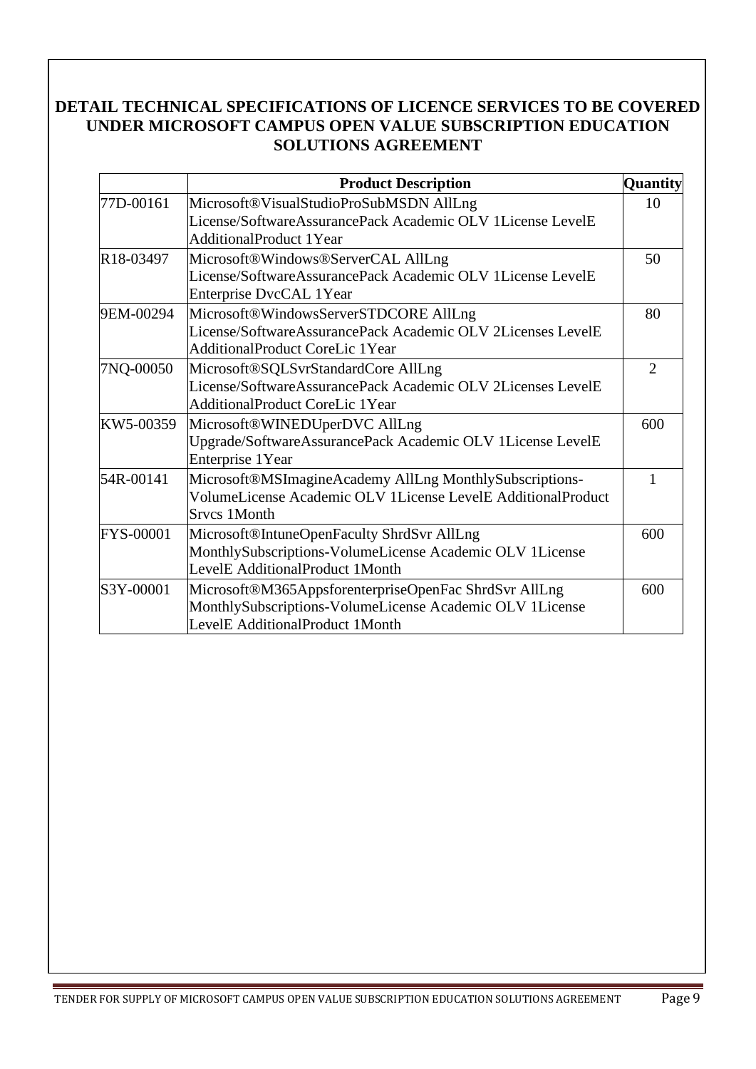# DETAIL TECHNICAL SPECIFICATIONS OF LICENCE SERVICES TO BE COVERED UNDER MICROSOFT CAMPUS OPEN VALUE SUBSCRIPTION EDUCATION SOLUTIONS AGREEMENT

| | Product Description | Quantity |
|---|---|---|
| 77D-00161 | Microsoft®VisualStudioProSubMSDN AllLng License/SoftwareAssurancePack Academic OLV 1License LevelE AdditionalProduct 1Year | 10 |
| R18-03497 | Microsoft®Windows®ServerCAL AllLng License/SoftwareAssurancePack Academic OLV 1License LevelE Enterprise DvcCAL 1Year | 50 |
| 9EM-00294 | Microsoft®WindowsServerSTDCORE AllLng License/SoftwareAssurancePack Academic OLV 2Licenses LevelE AdditionalProduct CoreLic 1Year | 80 |
| 7NQ-00050 | Microsoft®SQLSvrStandardCore AllLng License/SoftwareAssurancePack Academic OLV 2Licenses LevelE AdditionalProduct CoreLic 1Year | 2 |
| KW5-00359 | Microsoft®WINEDUperDVC AllLng Upgrade/SoftwareAssurancePack Academic OLV 1License LevelE Enterprise 1Year | 600 |
| 54R-00141 | Microsoft®MSImagineAcademy AllLng MonthlySubscriptions-VolumeLicense Academic OLV 1License LevelE AdditionalProduct Srvcs 1Month | 1 |
| FYS-00001 | Microsoft®IntuneOpenFaculty ShrdSvr AllLng MonthlySubscriptions-VolumeLicense Academic OLV 1License LevelE AdditionalProduct 1Month | 600 |
| S3Y-00001 | Microsoft®M365AppsforenterpriseOpenFac ShrdSvr AllLng MonthlySubscriptions-VolumeLicense Academic OLV 1License LevelE AdditionalProduct 1Month | 600 |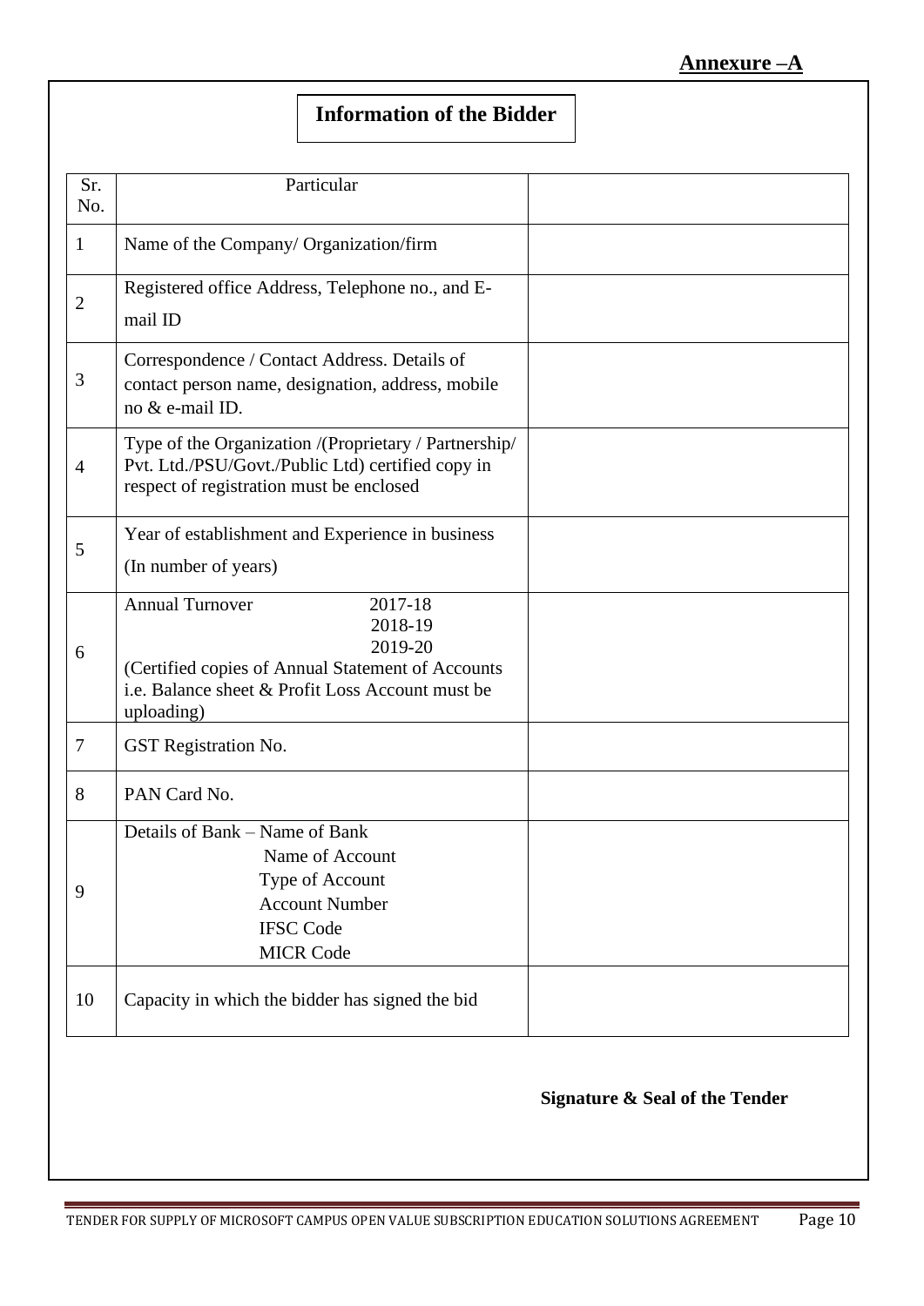**Annexure –A**

## Information of the Bidder

| Sr. No. | Particular | |
|---|---|---|
| 1 | Name of the Company/ Organization/firm | |
| 2 | Registered office Address, Telephone no., and E-mail ID | |
| 3 | Correspondence / Contact Address. Details of contact person name, designation, address, mobile no & e-mail ID. | |
| 4 | Type of the Organization /(Proprietary / Partnership/ Pvt. Ltd./PSU/Govt./Public Ltd) certified copy in respect of registration must be enclosed | |
| 5 | Year of establishment and Experience in business (In number of years) | |
| 6 | Annual Turnover 2017-18<br>2018-19<br>2019-20<br>(Certified copies of Annual Statement of Accounts i.e. Balance sheet & Profit Loss Account must be uploading) | |
| 7 | GST Registration No. | |
| 8 | PAN Card No. | |
| 9 | Details of Bank – Name of Bank<br>Name of Account<br>Type of Account<br>Account Number<br>IFSC Code<br>MICR Code | |
| 10 | Capacity in which the bidder has signed the bid | |

**Signature & Seal of the Tender**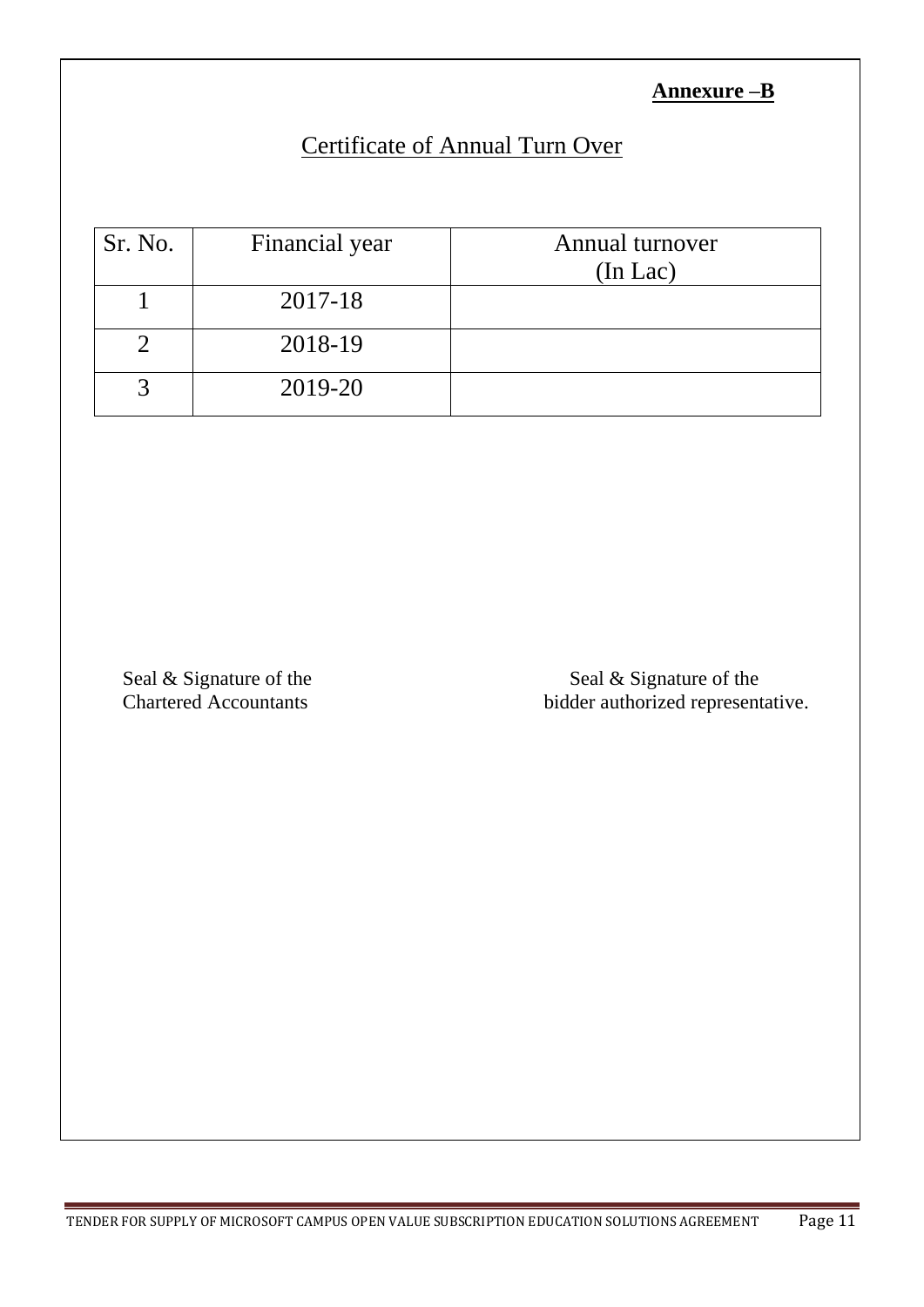**Annexure –B**

# Certificate of Annual Turn Over

| Sr. No. | Financial year | Annual turnover (In Lac) |
|---|---|---|
| 1 | 2017-18 | |
| 2 | 2018-19 | |
| 3 | 2019-20 | |

Seal & Signature of the Chartered Accountants

Seal & Signature of the bidder authorized representative.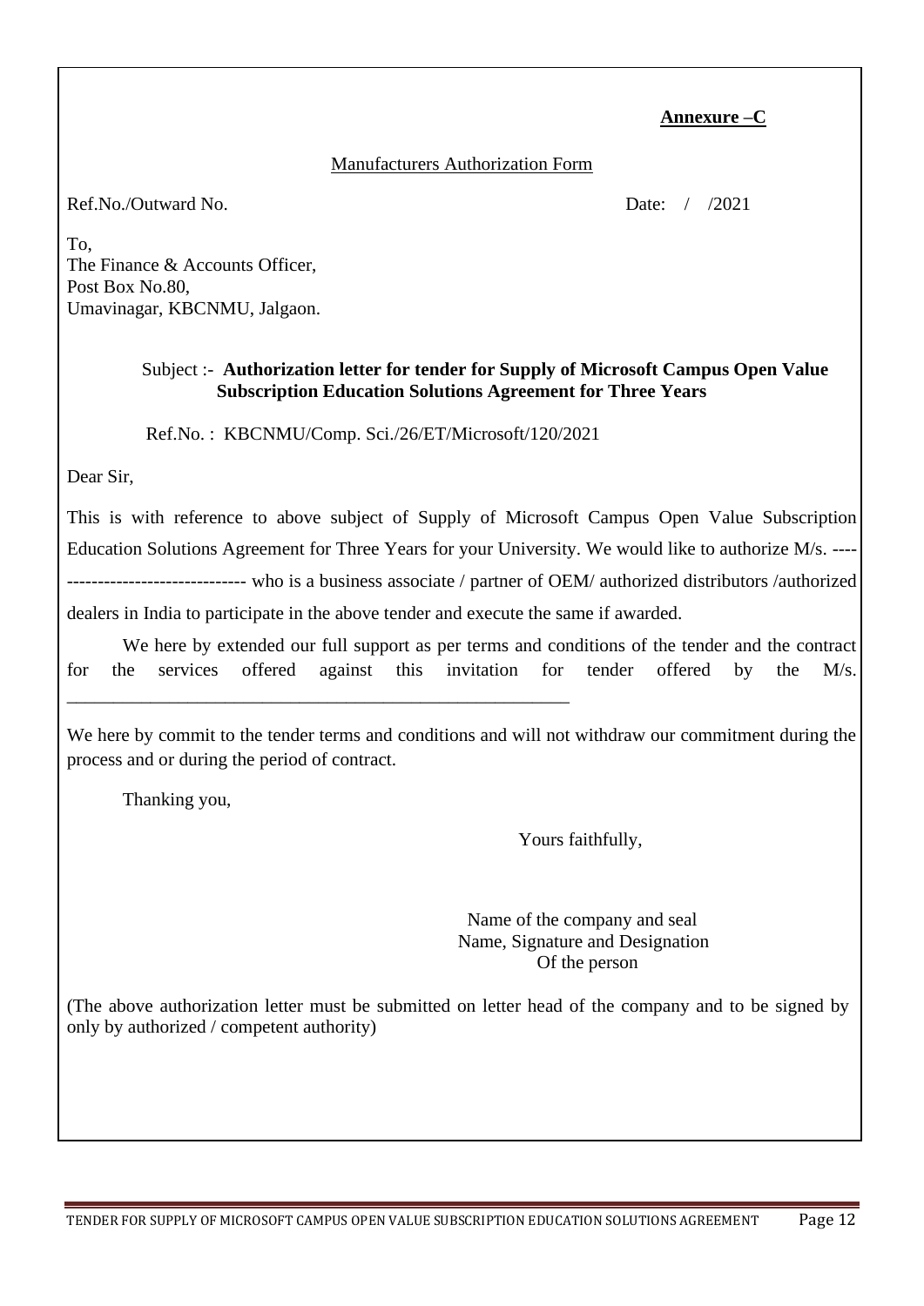**Annexure –C**

Manufacturers Authorization Form

Ref.No./Outward No. Date: / /2021

To,
The Finance & Accounts Officer,
Post Box No.80,
Umavinagar, KBCNMU, Jalgaon.

Subject :- **Authorization letter for tender for Supply of Microsoft Campus Open Value Subscription Education Solutions Agreement for Three Years**

Ref.No. : KBCNMU/Comp. Sci./26/ET/Microsoft/120/2021

Dear Sir,

This is with reference to above subject of Supply of Microsoft Campus Open Value Subscription Education Solutions Agreement for Three Years for your University. We would like to authorize M/s. -------------------------------- who is a business associate / partner of OEM/ authorized distributors /authorized dealers in India to participate in the above tender and execute the same if awarded.

We here by extended our full support as per terms and conditions of the tender and the contract for the services offered against this invitation for tender offered by the M/s. ______________________________________________________

We here by commit to the tender terms and conditions and will not withdraw our commitment during the process and or during the period of contract.

Thanking you,

Yours faithfully,

Name of the company and seal
Name, Signature and Designation
Of the person

(The above authorization letter must be submitted on letter head of the company and to be signed by only by authorized / competent authority)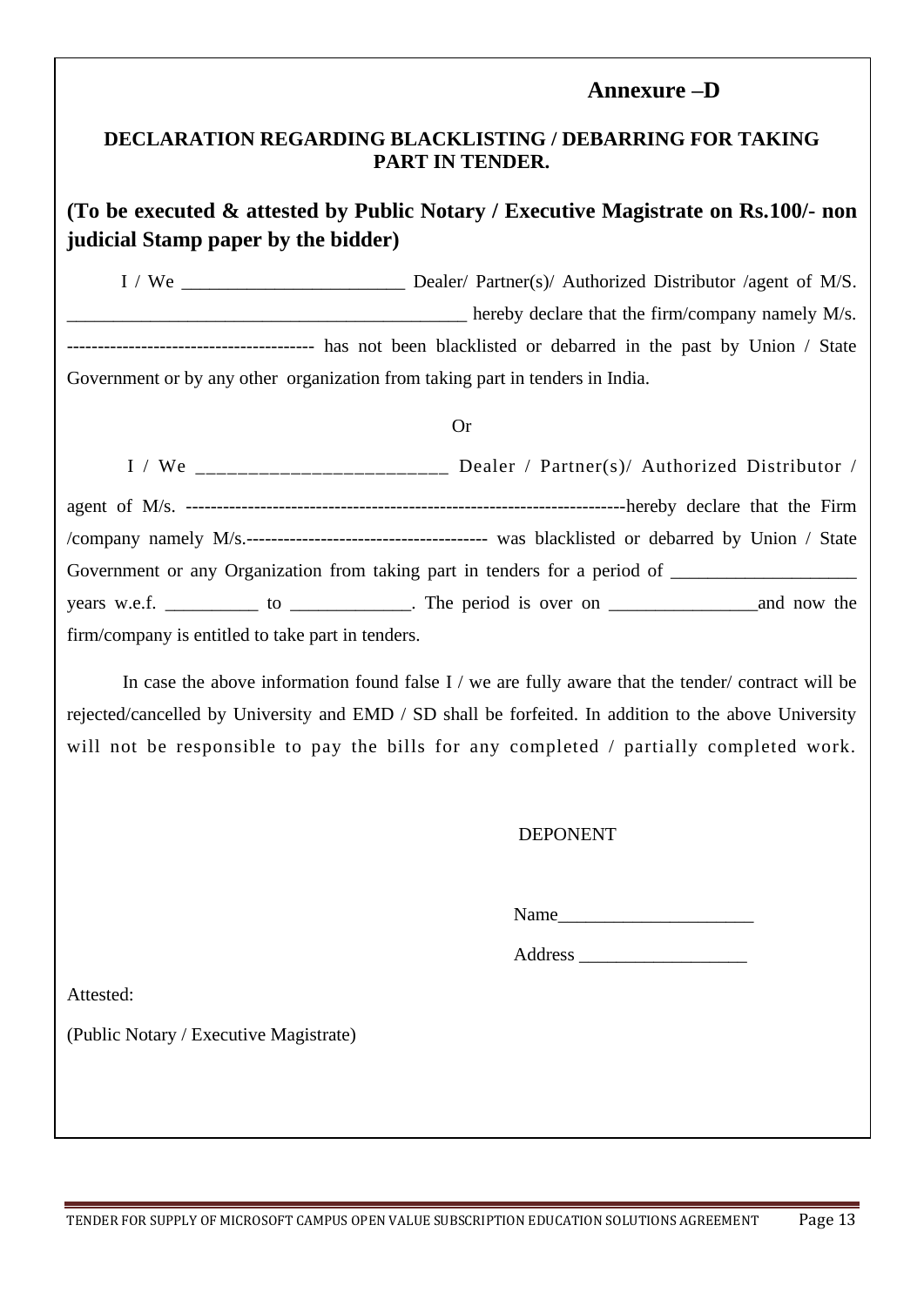**Annexure –D**

## DECLARATION REGARDING BLACKLISTING / DEBARRING FOR TAKING PART IN TENDER.

**(To be executed & attested by Public Notary / Executive Magistrate on Rs.100/- non judicial Stamp paper by the bidder)**

I / We _______________________ Dealer/ Partner(s)/ Authorized Distributor /agent of M/S. __________________________________________ hereby declare that the firm/company namely M/s. --------------------------------------- has not been blacklisted or debarred in the past by Union / State Government or by any other organization from taking part in tenders in India.

Or

I / We _______________________ Dealer / Partner(s)/ Authorized Distributor / agent of M/s. ----------------------------------------------------------------------hereby declare that the Firm /company namely M/s.--------------------------------------- was blacklisted or debarred by Union / State Government or any Organization from taking part in tenders for a period of ___________________ years w.e.f. __________ to ____________. The period is over on _______________and now the firm/company is entitled to take part in tenders.

In case the above information found false I / we are fully aware that the tender/ contract will be rejected/cancelled by University and EMD / SD shall be forfeited. In addition to the above University will not be responsible to pay the bills for any completed / partially completed work.

DEPONENT

Name_____________________

Address __________________

Attested:

(Public Notary / Executive Magistrate)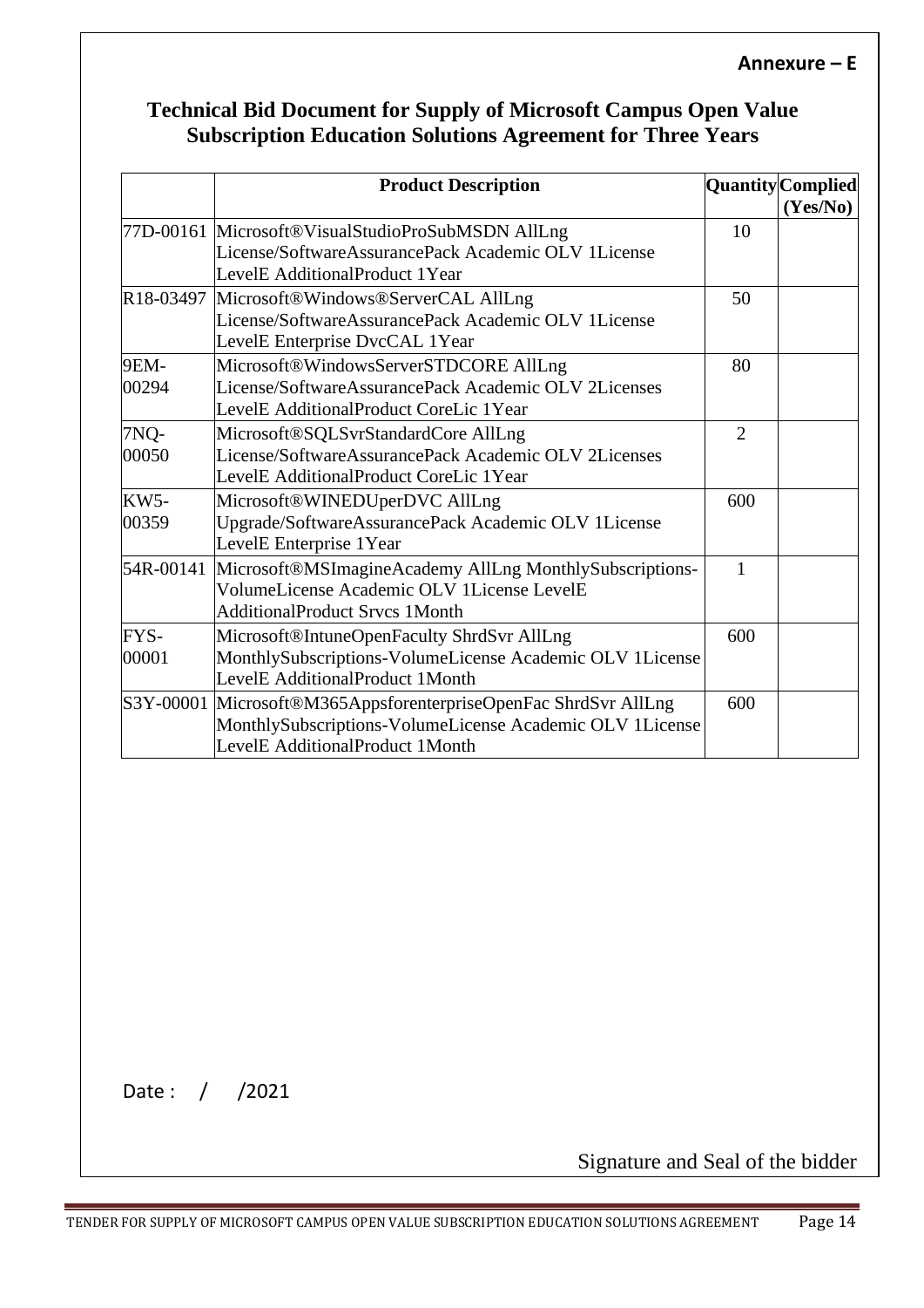**Annexure – E**

## Technical Bid Document for Supply of Microsoft Campus Open Value Subscription Education Solutions Agreement for Three Years

| | Product Description | Quantity | Complied (Yes/No) |
|---|---|---|---|
| 77D-00161 | Microsoft®VisualStudioProSubMSDN AllLng License/SoftwareAssurancePack Academic OLV 1License LevelE AdditionalProduct 1Year | 10 | |
| R18-03497 | Microsoft®Windows®ServerCAL AllLng License/SoftwareAssurancePack Academic OLV 1License LevelE Enterprise DvcCAL 1Year | 50 | |
| 9EM-00294 | Microsoft®WindowsServerSTDCORE AllLng License/SoftwareAssurancePack Academic OLV 2Licenses LevelE AdditionalProduct CoreLic 1Year | 80 | |
| 7NQ-00050 | Microsoft®SQLSvrStandardCore AllLng License/SoftwareAssurancePack Academic OLV 2Licenses LevelE AdditionalProduct CoreLic 1Year | 2 | |
| KW5-00359 | Microsoft®WINEDUperDVC AllLng Upgrade/SoftwareAssurancePack Academic OLV 1License LevelE Enterprise 1Year | 600 | |
| 54R-00141 | Microsoft®MSImagineAcademy AllLng MonthlySubscriptions-VolumeLicense Academic OLV 1License LevelE AdditionalProduct Srvcs 1Month | 1 | |
| FYS-00001 | Microsoft®IntuneOpenFaculty ShrdSvr AllLng MonthlySubscriptions-VolumeLicense Academic OLV 1License LevelE AdditionalProduct 1Month | 600 | |
| S3Y-00001 | Microsoft®M365AppsforenterpriseOpenFac ShrdSvr AllLng MonthlySubscriptions-VolumeLicense Academic OLV 1License LevelE AdditionalProduct 1Month | 600 | |

Date : / /2021

Signature and Seal of the bidder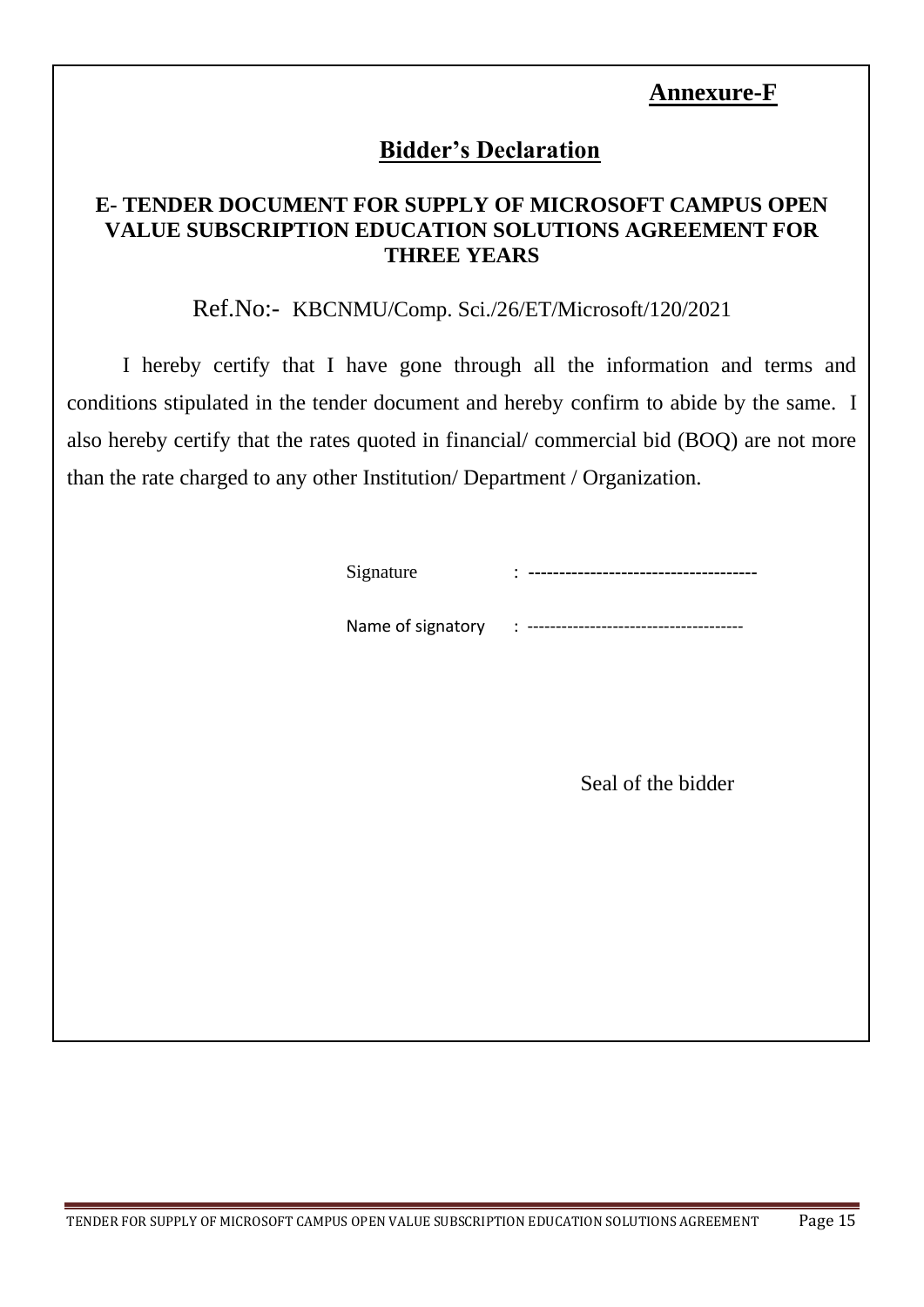**Annexure-F**

## Bidder's Declaration

### E- TENDER DOCUMENT FOR SUPPLY OF MICROSOFT CAMPUS OPEN VALUE SUBSCRIPTION EDUCATION SOLUTIONS AGREEMENT FOR THREE YEARS

Ref.No:- KBCNMU/Comp. Sci./26/ET/Microsoft/120/2021

I hereby certify that I have gone through all the information and terms and conditions stipulated in the tender document and hereby confirm to abide by the same. I also hereby certify that the rates quoted in financial/ commercial bid (BOQ) are not more than the rate charged to any other Institution/ Department / Organization.

Signature : -------------------------------------

Name of signatory : -------------------------------------

Seal of the bidder